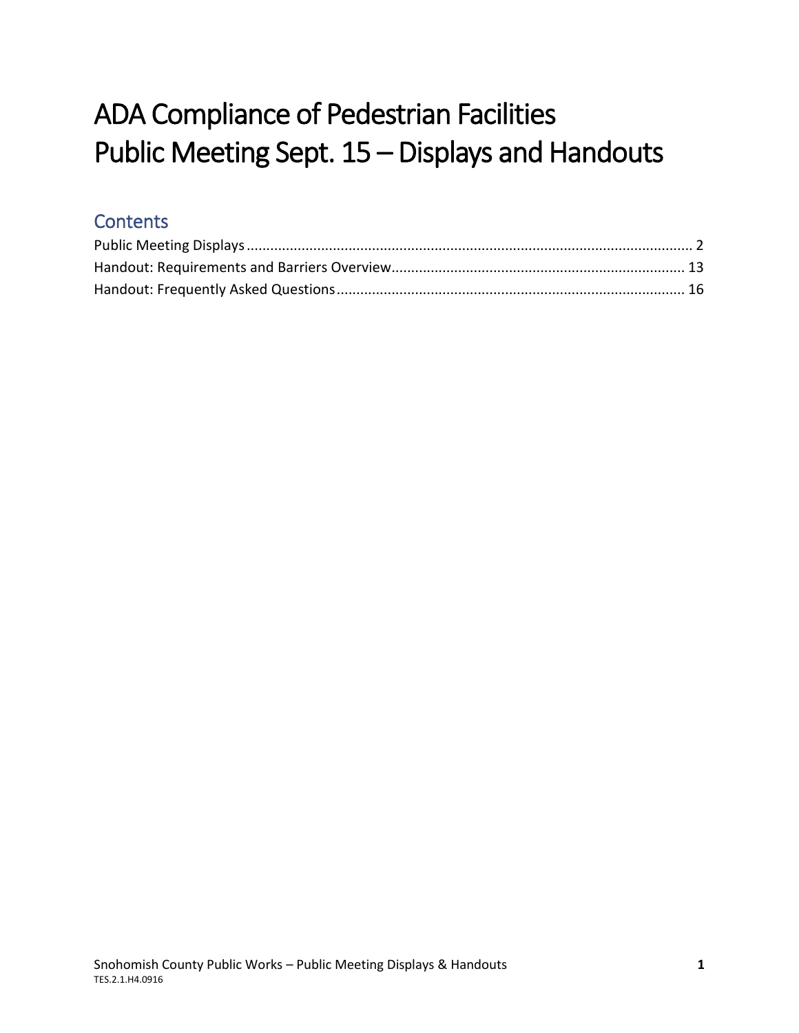# ADA Compliance of Pedestrian Facilities
# Public Meeting Sept. 15 – Displays and Handouts

## Contents

Public Meeting Displays ........................................................................................................... 2
Handout: Requirements and Barriers Overview........................................................................ 13
Handout: Frequently Asked Questions...................................................................................... 16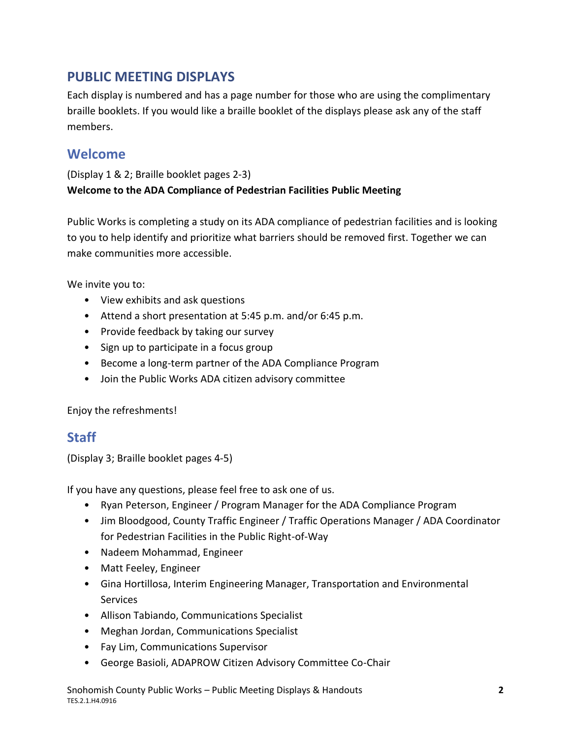## PUBLIC MEETING DISPLAYS

Each display is numbered and has a page number for those who are using the complimentary braille booklets. If you would like a braille booklet of the displays please ask any of the staff members.

### Welcome

(Display 1 & 2; Braille booklet pages 2-3)
**Welcome to the ADA Compliance of Pedestrian Facilities Public Meeting**

Public Works is completing a study on its ADA compliance of pedestrian facilities and is looking to you to help identify and prioritize what barriers should be removed first. Together we can make communities more accessible.

We invite you to:

- View exhibits and ask questions
- Attend a short presentation at 5:45 p.m. and/or 6:45 p.m.
- Provide feedback by taking our survey
- Sign up to participate in a focus group
- Become a long-term partner of the ADA Compliance Program
- Join the Public Works ADA citizen advisory committee

Enjoy the refreshments!

### Staff

(Display 3; Braille booklet pages 4-5)

If you have any questions, please feel free to ask one of us.

- Ryan Peterson, Engineer / Program Manager for the ADA Compliance Program
- Jim Bloodgood, County Traffic Engineer / Traffic Operations Manager / ADA Coordinator for Pedestrian Facilities in the Public Right-of-Way
- Nadeem Mohammad, Engineer
- Matt Feeley, Engineer
- Gina Hortillosa, Interim Engineering Manager, Transportation and Environmental Services
- Allison Tabiando, Communications Specialist
- Meghan Jordan, Communications Specialist
- Fay Lim, Communications Supervisor
- George Basioli, ADAPROW Citizen Advisory Committee Co-Chair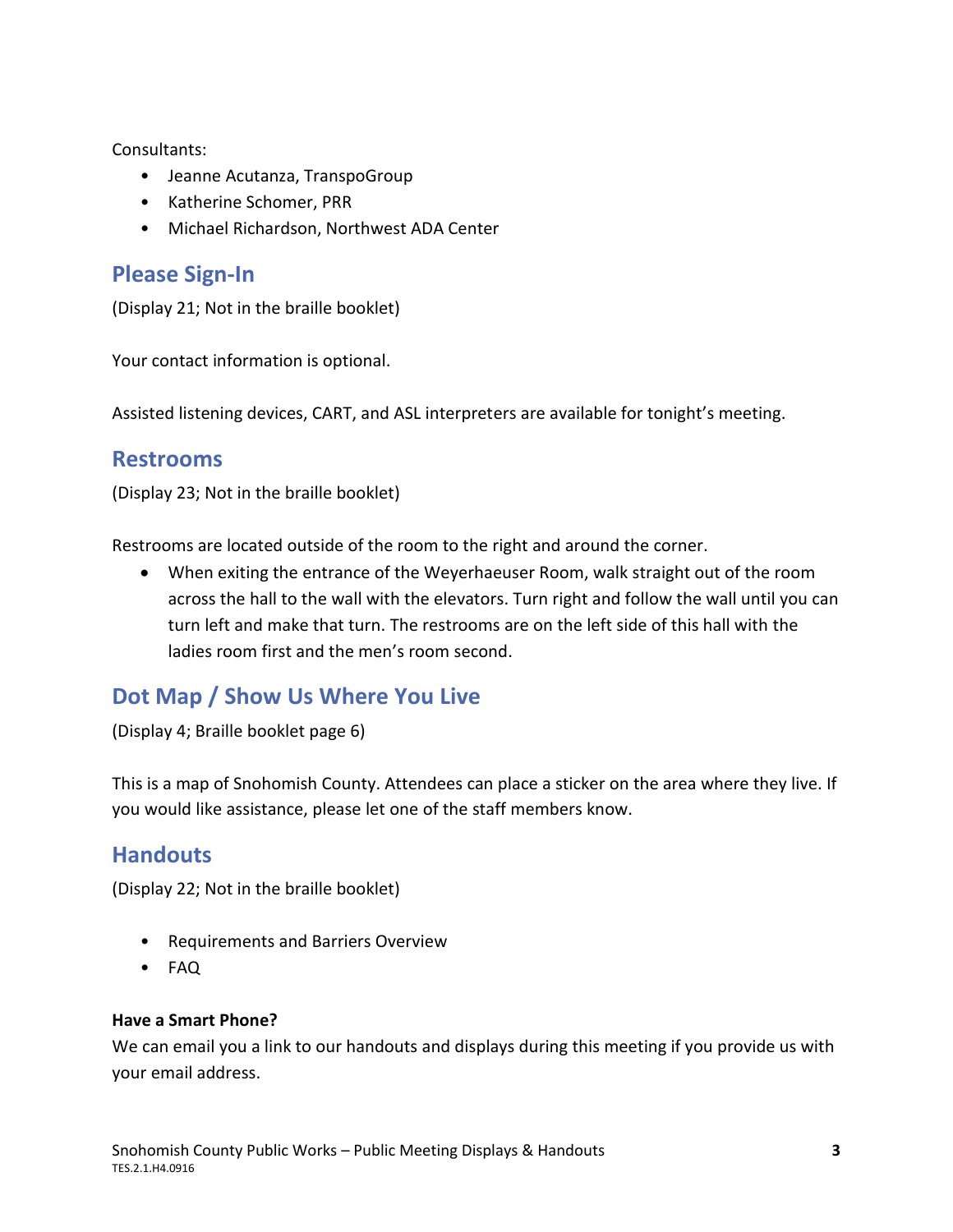Consultants:

- Jeanne Acutanza, TranspoGroup
- Katherine Schomer, PRR
- Michael Richardson, Northwest ADA Center

## Please Sign-In

(Display 21; Not in the braille booklet)

Your contact information is optional.

Assisted listening devices, CART, and ASL interpreters are available for tonight's meeting.

## Restrooms

(Display 23; Not in the braille booklet)

Restrooms are located outside of the room to the right and around the corner.

- When exiting the entrance of the Weyerhaeuser Room, walk straight out of the room across the hall to the wall with the elevators. Turn right and follow the wall until you can turn left and make that turn. The restrooms are on the left side of this hall with the ladies room first and the men's room second.

## Dot Map / Show Us Where You Live

(Display 4; Braille booklet page 6)

This is a map of Snohomish County. Attendees can place a sticker on the area where they live. If you would like assistance, please let one of the staff members know.

## Handouts

(Display 22; Not in the braille booklet)

- Requirements and Barriers Overview
- FAQ

**Have a Smart Phone?**

We can email you a link to our handouts and displays during this meeting if you provide us with your email address.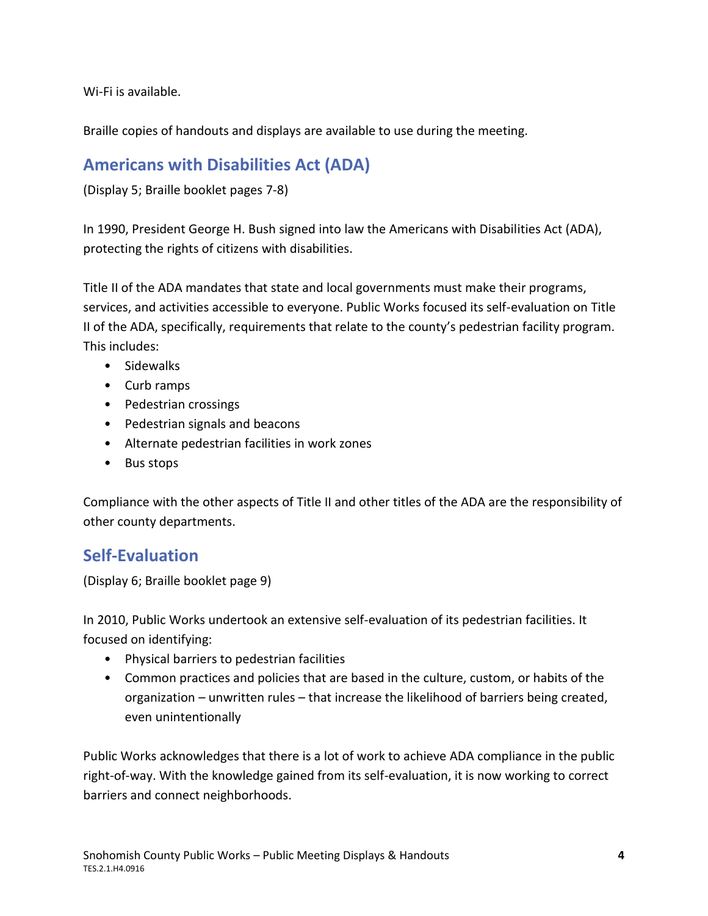Wi-Fi is available.

Braille copies of handouts and displays are available to use during the meeting.

## Americans with Disabilities Act (ADA)

(Display 5; Braille booklet pages 7-8)

In 1990, President George H. Bush signed into law the Americans with Disabilities Act (ADA), protecting the rights of citizens with disabilities.

Title II of the ADA mandates that state and local governments must make their programs, services, and activities accessible to everyone. Public Works focused its self-evaluation on Title II of the ADA, specifically, requirements that relate to the county's pedestrian facility program. This includes:

- Sidewalks
- Curb ramps
- Pedestrian crossings
- Pedestrian signals and beacons
- Alternate pedestrian facilities in work zones
- Bus stops

Compliance with the other aspects of Title II and other titles of the ADA are the responsibility of other county departments.

## Self-Evaluation

(Display 6; Braille booklet page 9)

In 2010, Public Works undertook an extensive self-evaluation of its pedestrian facilities. It focused on identifying:

- Physical barriers to pedestrian facilities
- Common practices and policies that are based in the culture, custom, or habits of the organization – unwritten rules – that increase the likelihood of barriers being created, even unintentionally

Public Works acknowledges that there is a lot of work to achieve ADA compliance in the public right-of-way. With the knowledge gained from its self-evaluation, it is now working to correct barriers and connect neighborhoods.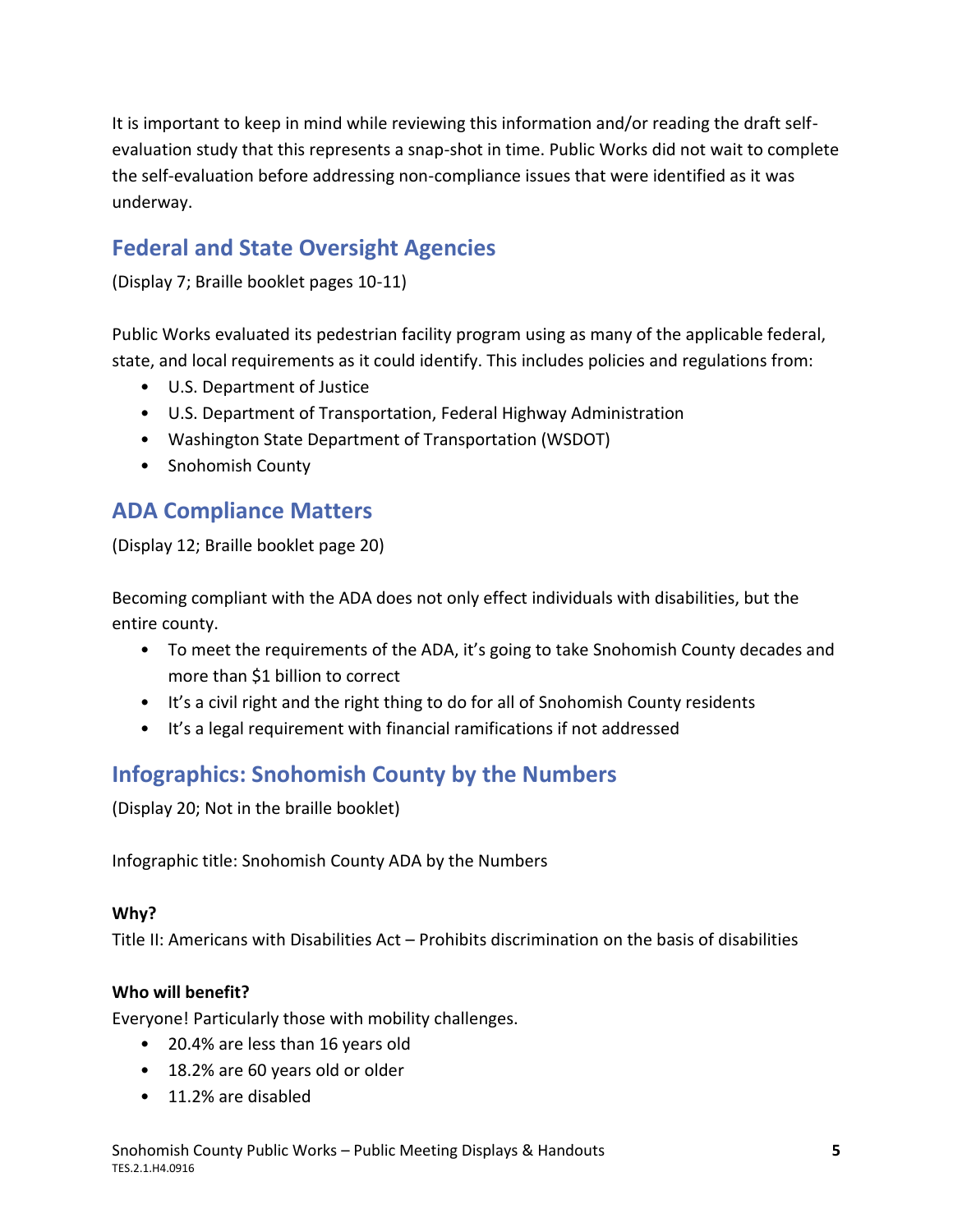It is important to keep in mind while reviewing this information and/or reading the draft self-evaluation study that this represents a snap-shot in time. Public Works did not wait to complete the self-evaluation before addressing non-compliance issues that were identified as it was underway.

## Federal and State Oversight Agencies

(Display 7; Braille booklet pages 10-11)

Public Works evaluated its pedestrian facility program using as many of the applicable federal, state, and local requirements as it could identify. This includes policies and regulations from:

- U.S. Department of Justice
- U.S. Department of Transportation, Federal Highway Administration
- Washington State Department of Transportation (WSDOT)
- Snohomish County

## ADA Compliance Matters

(Display 12; Braille booklet page 20)

Becoming compliant with the ADA does not only effect individuals with disabilities, but the entire county.

- To meet the requirements of the ADA, it's going to take Snohomish County decades and more than $1 billion to correct
- It's a civil right and the right thing to do for all of Snohomish County residents
- It's a legal requirement with financial ramifications if not addressed

## Infographics: Snohomish County by the Numbers

(Display 20; Not in the braille booklet)

Infographic title: Snohomish County ADA by the Numbers

**Why?**

Title II: Americans with Disabilities Act – Prohibits discrimination on the basis of disabilities

**Who will benefit?**

Everyone! Particularly those with mobility challenges.

- 20.4% are less than 16 years old
- 18.2% are 60 years old or older
- 11.2% are disabled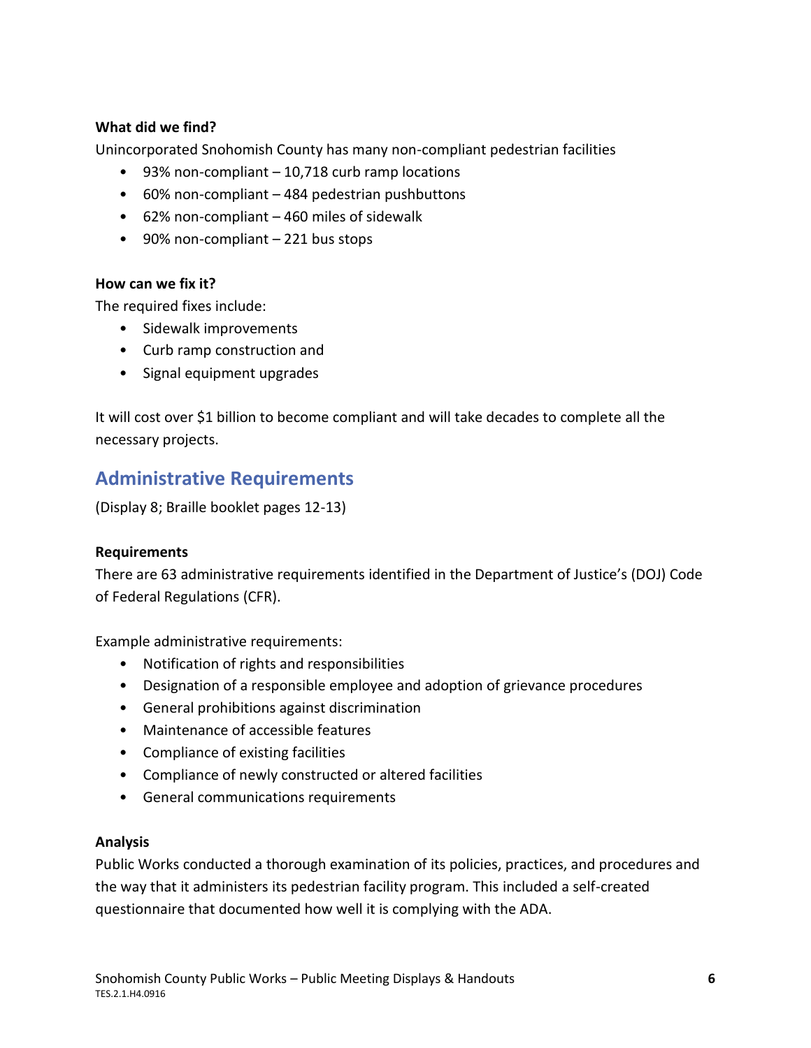**What did we find?**

Unincorporated Snohomish County has many non-compliant pedestrian facilities

- 93% non-compliant – 10,718 curb ramp locations
- 60% non-compliant – 484 pedestrian pushbuttons
- 62% non-compliant – 460 miles of sidewalk
- 90% non-compliant – 221 bus stops

**How can we fix it?**

The required fixes include:

- Sidewalk improvements
- Curb ramp construction and
- Signal equipment upgrades

It will cost over $1 billion to become compliant and will take decades to complete all the necessary projects.

## Administrative Requirements

(Display 8; Braille booklet pages 12-13)

**Requirements**

There are 63 administrative requirements identified in the Department of Justice's (DOJ) Code of Federal Regulations (CFR).

Example administrative requirements:

- Notification of rights and responsibilities
- Designation of a responsible employee and adoption of grievance procedures
- General prohibitions against discrimination
- Maintenance of accessible features
- Compliance of existing facilities
- Compliance of newly constructed or altered facilities
- General communications requirements

**Analysis**

Public Works conducted a thorough examination of its policies, practices, and procedures and the way that it administers its pedestrian facility program. This included a self-created questionnaire that documented how well it is complying with the ADA.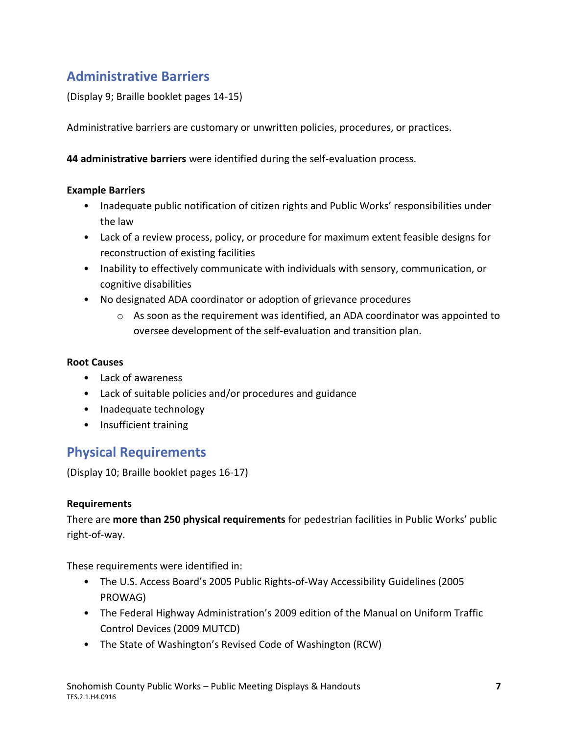## Administrative Barriers

(Display 9; Braille booklet pages 14-15)

Administrative barriers are customary or unwritten policies, procedures, or practices.

**44 administrative barriers** were identified during the self-evaluation process.

**Example Barriers**

- Inadequate public notification of citizen rights and Public Works' responsibilities under the law
- Lack of a review process, policy, or procedure for maximum extent feasible designs for reconstruction of existing facilities
- Inability to effectively communicate with individuals with sensory, communication, or cognitive disabilities
- No designated ADA coordinator or adoption of grievance procedures
  - As soon as the requirement was identified, an ADA coordinator was appointed to oversee development of the self-evaluation and transition plan.

**Root Causes**

- Lack of awareness
- Lack of suitable policies and/or procedures and guidance
- Inadequate technology
- Insufficient training

## Physical Requirements

(Display 10; Braille booklet pages 16-17)

**Requirements**

There are **more than 250 physical requirements** for pedestrian facilities in Public Works' public right-of-way.

These requirements were identified in:

- The U.S. Access Board's 2005 Public Rights-of-Way Accessibility Guidelines (2005 PROWAG)
- The Federal Highway Administration's 2009 edition of the Manual on Uniform Traffic Control Devices (2009 MUTCD)
- The State of Washington's Revised Code of Washington (RCW)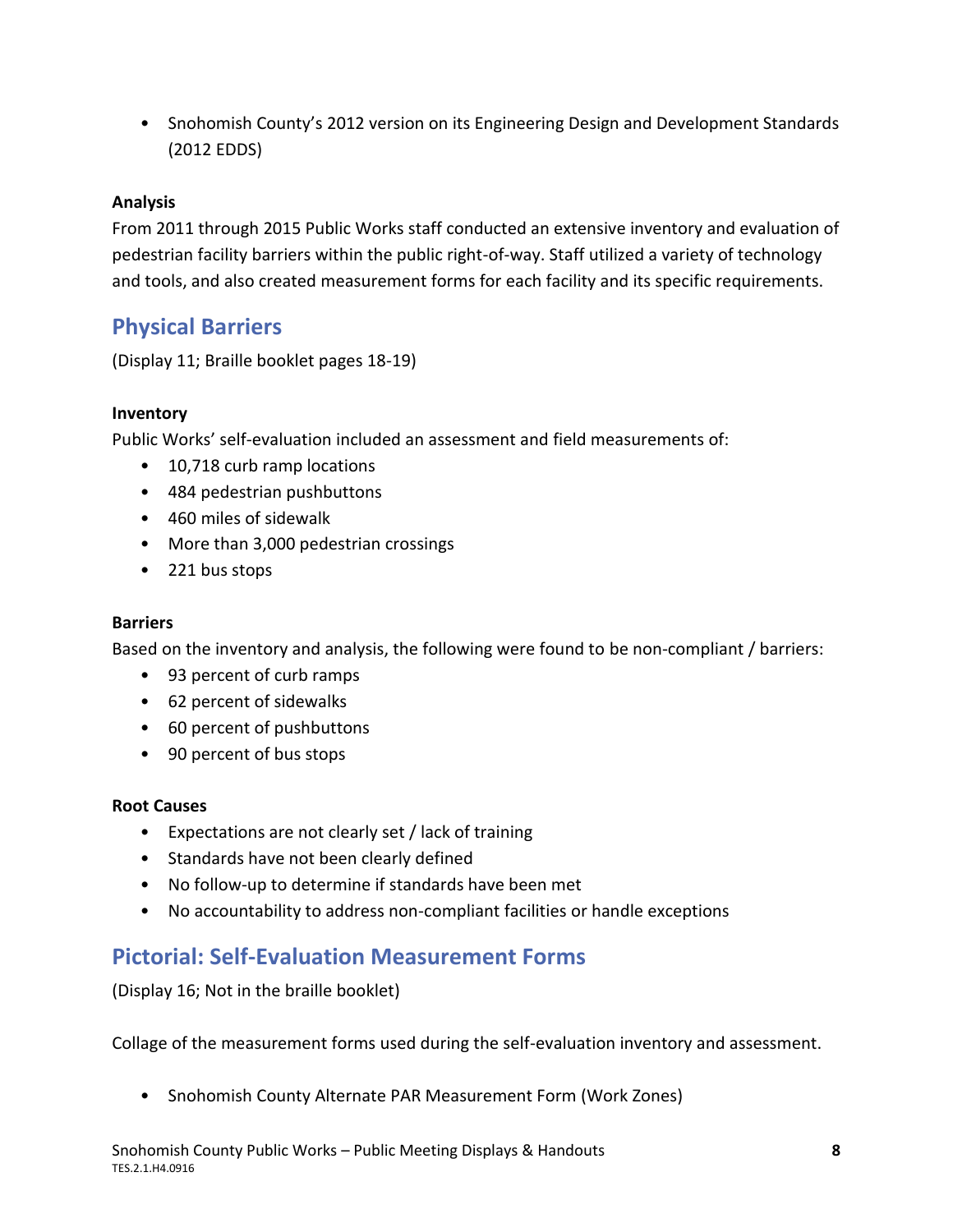- Snohomish County's 2012 version on its Engineering Design and Development Standards (2012 EDDS)

**Analysis**
From 2011 through 2015 Public Works staff conducted an extensive inventory and evaluation of pedestrian facility barriers within the public right-of-way. Staff utilized a variety of technology and tools, and also created measurement forms for each facility and its specific requirements.

## Physical Barriers

(Display 11; Braille booklet pages 18-19)

**Inventory**
Public Works' self-evaluation included an assessment and field measurements of:

- 10,718 curb ramp locations
- 484 pedestrian pushbuttons
- 460 miles of sidewalk
- More than 3,000 pedestrian crossings
- 221 bus stops

**Barriers**
Based on the inventory and analysis, the following were found to be non-compliant / barriers:

- 93 percent of curb ramps
- 62 percent of sidewalks
- 60 percent of pushbuttons
- 90 percent of bus stops

**Root Causes**

- Expectations are not clearly set / lack of training
- Standards have not been clearly defined
- No follow-up to determine if standards have been met
- No accountability to address non-compliant facilities or handle exceptions

## Pictorial: Self-Evaluation Measurement Forms

(Display 16; Not in the braille booklet)

Collage of the measurement forms used during the self-evaluation inventory and assessment.

- Snohomish County Alternate PAR Measurement Form (Work Zones)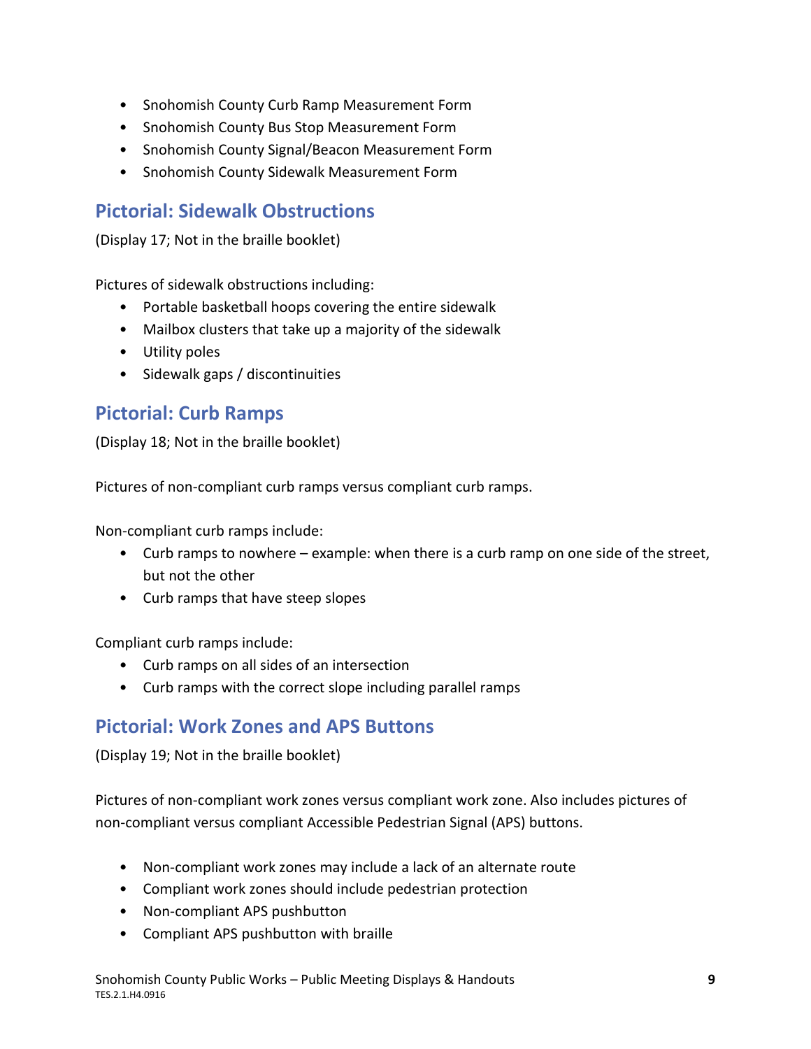- Snohomish County Curb Ramp Measurement Form
- Snohomish County Bus Stop Measurement Form
- Snohomish County Signal/Beacon Measurement Form
- Snohomish County Sidewalk Measurement Form

## Pictorial: Sidewalk Obstructions

(Display 17; Not in the braille booklet)

Pictures of sidewalk obstructions including:

- Portable basketball hoops covering the entire sidewalk
- Mailbox clusters that take up a majority of the sidewalk
- Utility poles
- Sidewalk gaps / discontinuities

## Pictorial: Curb Ramps

(Display 18; Not in the braille booklet)

Pictures of non-compliant curb ramps versus compliant curb ramps.

Non-compliant curb ramps include:

- Curb ramps to nowhere – example: when there is a curb ramp on one side of the street, but not the other
- Curb ramps that have steep slopes

Compliant curb ramps include:

- Curb ramps on all sides of an intersection
- Curb ramps with the correct slope including parallel ramps

## Pictorial: Work Zones and APS Buttons

(Display 19; Not in the braille booklet)

Pictures of non-compliant work zones versus compliant work zone. Also includes pictures of non-compliant versus compliant Accessible Pedestrian Signal (APS) buttons.

- Non-compliant work zones may include a lack of an alternate route
- Compliant work zones should include pedestrian protection
- Non-compliant APS pushbutton
- Compliant APS pushbutton with braille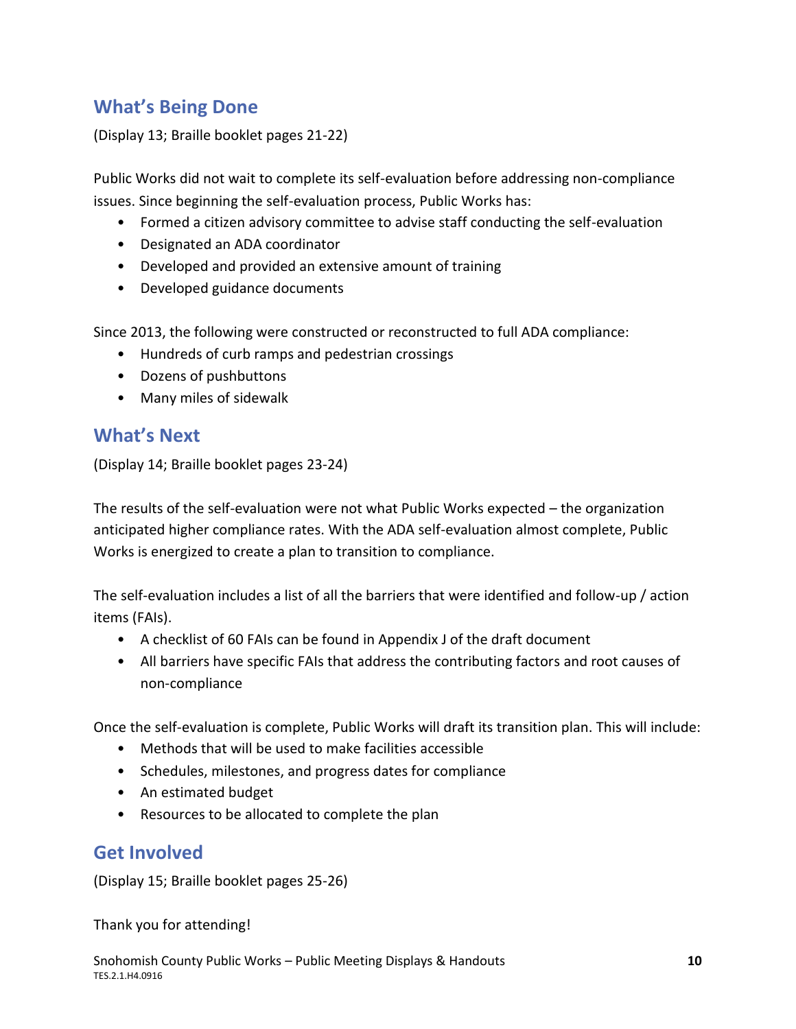## What's Being Done

(Display 13; Braille booklet pages 21-22)

Public Works did not wait to complete its self-evaluation before addressing non-compliance issues. Since beginning the self-evaluation process, Public Works has:

- Formed a citizen advisory committee to advise staff conducting the self-evaluation
- Designated an ADA coordinator
- Developed and provided an extensive amount of training
- Developed guidance documents

Since 2013, the following were constructed or reconstructed to full ADA compliance:

- Hundreds of curb ramps and pedestrian crossings
- Dozens of pushbuttons
- Many miles of sidewalk

## What's Next

(Display 14; Braille booklet pages 23-24)

The results of the self-evaluation were not what Public Works expected – the organization anticipated higher compliance rates. With the ADA self-evaluation almost complete, Public Works is energized to create a plan to transition to compliance.

The self-evaluation includes a list of all the barriers that were identified and follow-up / action items (FAIs).

- A checklist of 60 FAIs can be found in Appendix J of the draft document
- All barriers have specific FAIs that address the contributing factors and root causes of non-compliance

Once the self-evaluation is complete, Public Works will draft its transition plan. This will include:

- Methods that will be used to make facilities accessible
- Schedules, milestones, and progress dates for compliance
- An estimated budget
- Resources to be allocated to complete the plan

## Get Involved

(Display 15; Braille booklet pages 25-26)

Thank you for attending!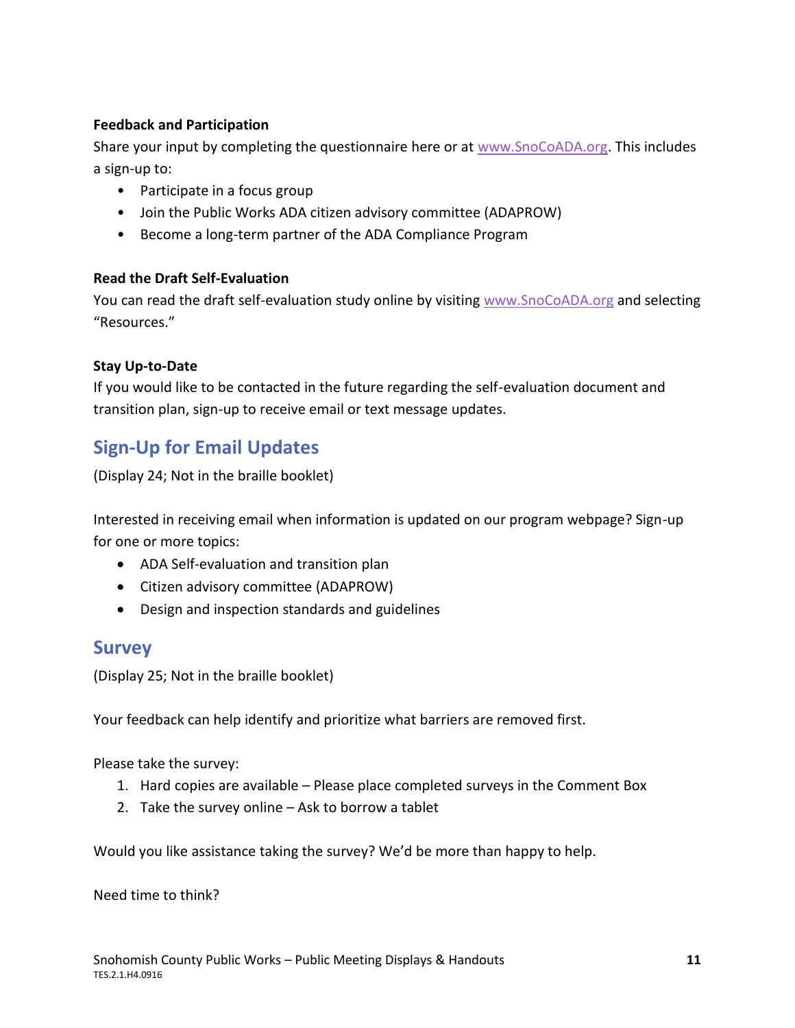**Feedback and Participation**

Share your input by completing the questionnaire here or at www.SnoCoADA.org. This includes a sign-up to:

- Participate in a focus group
- Join the Public Works ADA citizen advisory committee (ADAPROW)
- Become a long-term partner of the ADA Compliance Program

**Read the Draft Self-Evaluation**

You can read the draft self-evaluation study online by visiting www.SnoCoADA.org and selecting "Resources."

**Stay Up-to-Date**

If you would like to be contacted in the future regarding the self-evaluation document and transition plan, sign-up to receive email or text message updates.

## Sign-Up for Email Updates

(Display 24; Not in the braille booklet)

Interested in receiving email when information is updated on our program webpage? Sign-up for one or more topics:

- ADA Self-evaluation and transition plan
- Citizen advisory committee (ADAPROW)
- Design and inspection standards and guidelines

## Survey

(Display 25; Not in the braille booklet)

Your feedback can help identify and prioritize what barriers are removed first.

Please take the survey:

1. Hard copies are available – Please place completed surveys in the Comment Box
2. Take the survey online – Ask to borrow a tablet

Would you like assistance taking the survey? We'd be more than happy to help.

Need time to think?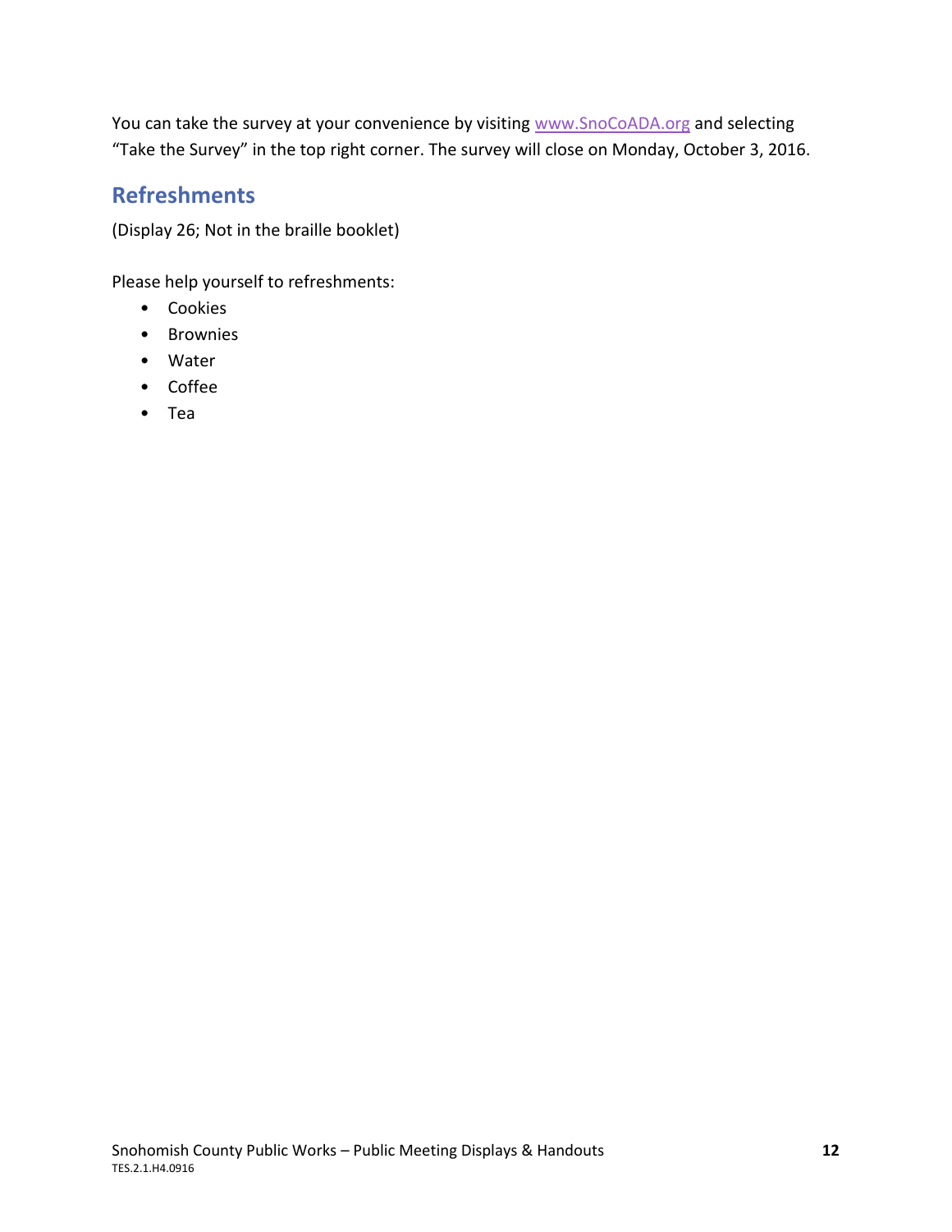You can take the survey at your convenience by visiting [www.SnoCoADA.org](http://www.SnoCoADA.org) and selecting "Take the Survey" in the top right corner. The survey will close on Monday, October 3, 2016.

## Refreshments

(Display 26; Not in the braille booklet)

Please help yourself to refreshments:

- Cookies
- Brownies
- Water
- Coffee
- Tea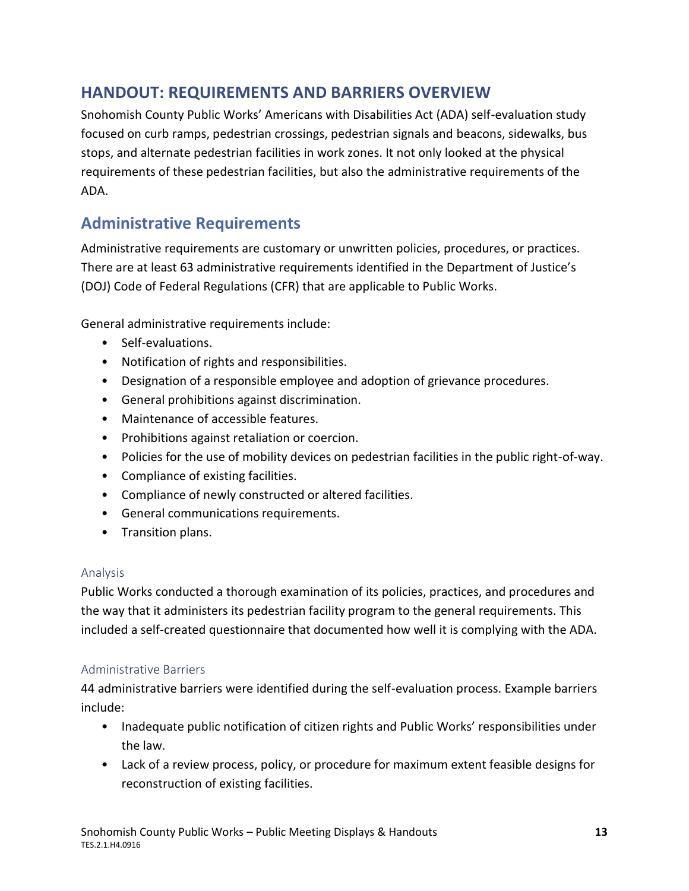# HANDOUT: REQUIREMENTS AND BARRIERS OVERVIEW

Snohomish County Public Works' Americans with Disabilities Act (ADA) self-evaluation study focused on curb ramps, pedestrian crossings, pedestrian signals and beacons, sidewalks, bus stops, and alternate pedestrian facilities in work zones. It not only looked at the physical requirements of these pedestrian facilities, but also the administrative requirements of the ADA.

## Administrative Requirements

Administrative requirements are customary or unwritten policies, procedures, or practices. There are at least 63 administrative requirements identified in the Department of Justice's (DOJ) Code of Federal Regulations (CFR) that are applicable to Public Works.

General administrative requirements include:

- Self-evaluations.
- Notification of rights and responsibilities.
- Designation of a responsible employee and adoption of grievance procedures.
- General prohibitions against discrimination.
- Maintenance of accessible features.
- Prohibitions against retaliation or coercion.
- Policies for the use of mobility devices on pedestrian facilities in the public right-of-way.
- Compliance of existing facilities.
- Compliance of newly constructed or altered facilities.
- General communications requirements.
- Transition plans.

### Analysis

Public Works conducted a thorough examination of its policies, practices, and procedures and the way that it administers its pedestrian facility program to the general requirements. This included a self-created questionnaire that documented how well it is complying with the ADA.

### Administrative Barriers

44 administrative barriers were identified during the self-evaluation process. Example barriers include:

- Inadequate public notification of citizen rights and Public Works' responsibilities under the law.
- Lack of a review process, policy, or procedure for maximum extent feasible designs for reconstruction of existing facilities.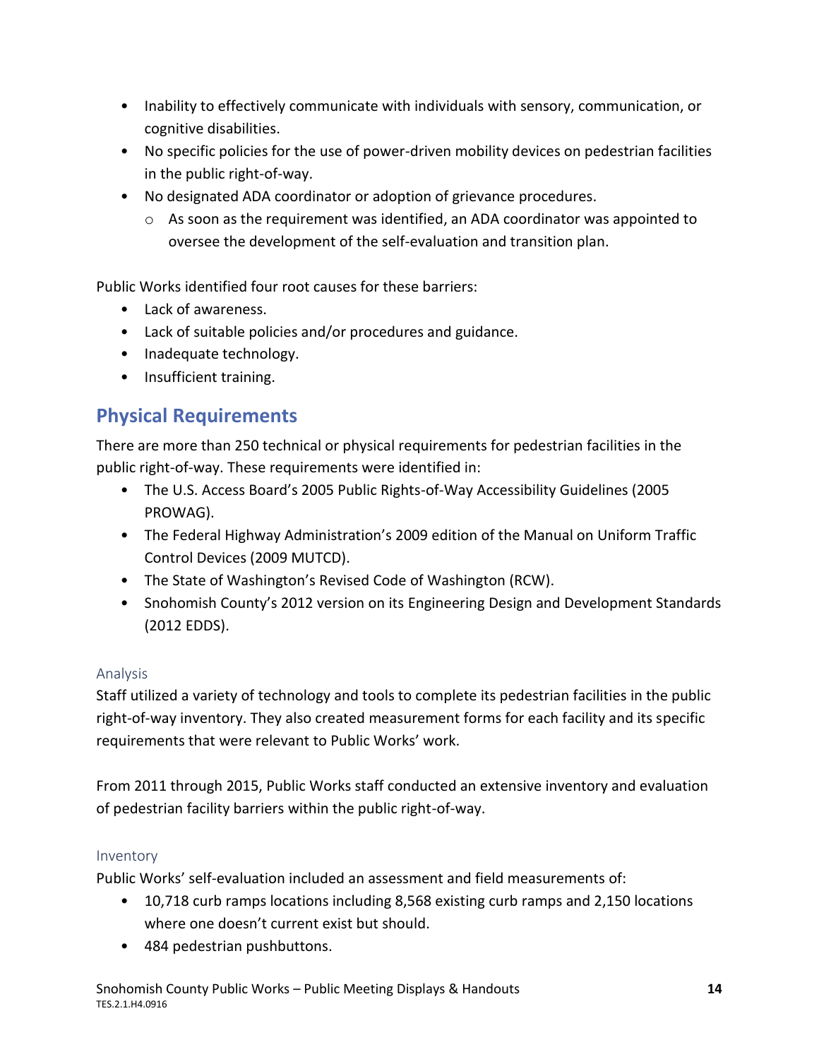- Inability to effectively communicate with individuals with sensory, communication, or cognitive disabilities.
- No specific policies for the use of power-driven mobility devices on pedestrian facilities in the public right-of-way.
- No designated ADA coordinator or adoption of grievance procedures.
  - As soon as the requirement was identified, an ADA coordinator was appointed to oversee the development of the self-evaluation and transition plan.

Public Works identified four root causes for these barriers:

- Lack of awareness.
- Lack of suitable policies and/or procedures and guidance.
- Inadequate technology.
- Insufficient training.

## Physical Requirements

There are more than 250 technical or physical requirements for pedestrian facilities in the public right-of-way. These requirements were identified in:

- The U.S. Access Board's 2005 Public Rights-of-Way Accessibility Guidelines (2005 PROWAG).
- The Federal Highway Administration's 2009 edition of the Manual on Uniform Traffic Control Devices (2009 MUTCD).
- The State of Washington's Revised Code of Washington (RCW).
- Snohomish County's 2012 version on its Engineering Design and Development Standards (2012 EDDS).

### Analysis

Staff utilized a variety of technology and tools to complete its pedestrian facilities in the public right-of-way inventory. They also created measurement forms for each facility and its specific requirements that were relevant to Public Works' work.

From 2011 through 2015, Public Works staff conducted an extensive inventory and evaluation of pedestrian facility barriers within the public right-of-way.

### Inventory

Public Works' self-evaluation included an assessment and field measurements of:

- 10,718 curb ramps locations including 8,568 existing curb ramps and 2,150 locations where one doesn't current exist but should.
- 484 pedestrian pushbuttons.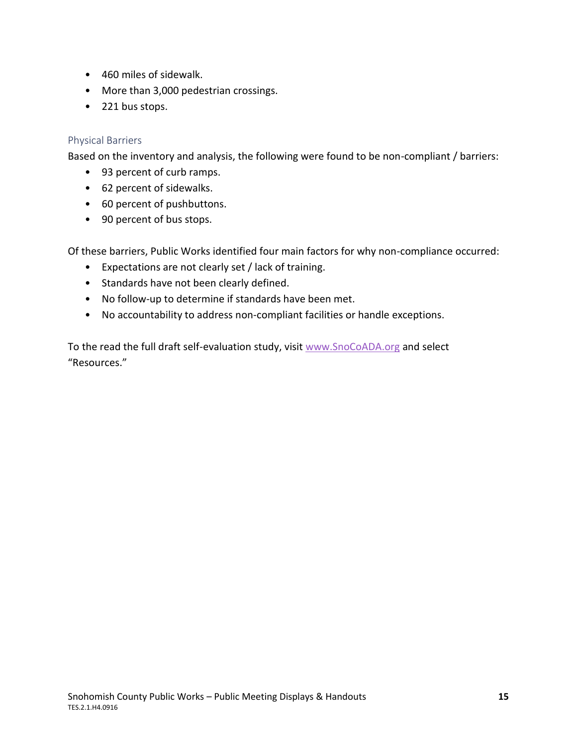- 460 miles of sidewalk.
- More than 3,000 pedestrian crossings.
- 221 bus stops.

### Physical Barriers

Based on the inventory and analysis, the following were found to be non-compliant / barriers:

- 93 percent of curb ramps.
- 62 percent of sidewalks.
- 60 percent of pushbuttons.
- 90 percent of bus stops.

Of these barriers, Public Works identified four main factors for why non-compliance occurred:

- Expectations are not clearly set / lack of training.
- Standards have not been clearly defined.
- No follow-up to determine if standards have been met.
- No accountability to address non-compliant facilities or handle exceptions.

To the read the full draft self-evaluation study, visit [www.SnoCoADA.org](http://www.SnoCoADA.org) and select "Resources."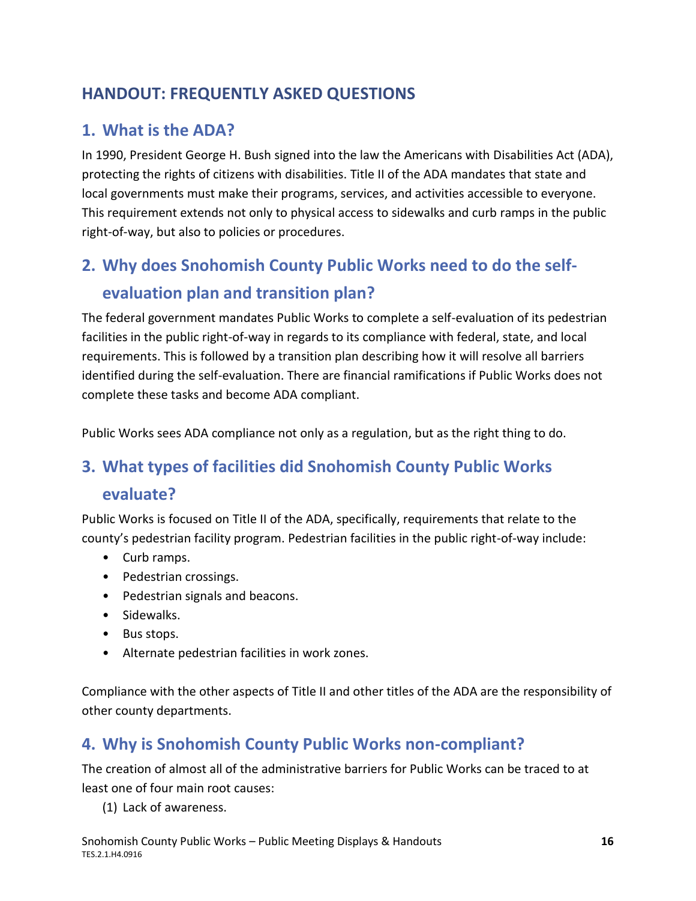## HANDOUT: FREQUENTLY ASKED QUESTIONS

### 1. What is the ADA?

In 1990, President George H. Bush signed into the law the Americans with Disabilities Act (ADA), protecting the rights of citizens with disabilities. Title II of the ADA mandates that state and local governments must make their programs, services, and activities accessible to everyone. This requirement extends not only to physical access to sidewalks and curb ramps in the public right-of-way, but also to policies or procedures.

### 2. Why does Snohomish County Public Works need to do the self-evaluation plan and transition plan?

The federal government mandates Public Works to complete a self-evaluation of its pedestrian facilities in the public right-of-way in regards to its compliance with federal, state, and local requirements. This is followed by a transition plan describing how it will resolve all barriers identified during the self-evaluation. There are financial ramifications if Public Works does not complete these tasks and become ADA compliant.

Public Works sees ADA compliance not only as a regulation, but as the right thing to do.

### 3. What types of facilities did Snohomish County Public Works evaluate?

Public Works is focused on Title II of the ADA, specifically, requirements that relate to the county's pedestrian facility program. Pedestrian facilities in the public right-of-way include:

- Curb ramps.
- Pedestrian crossings.
- Pedestrian signals and beacons.
- Sidewalks.
- Bus stops.
- Alternate pedestrian facilities in work zones.

Compliance with the other aspects of Title II and other titles of the ADA are the responsibility of other county departments.

### 4. Why is Snohomish County Public Works non-compliant?

The creation of almost all of the administrative barriers for Public Works can be traced to at least one of four main root causes:

(1) Lack of awareness.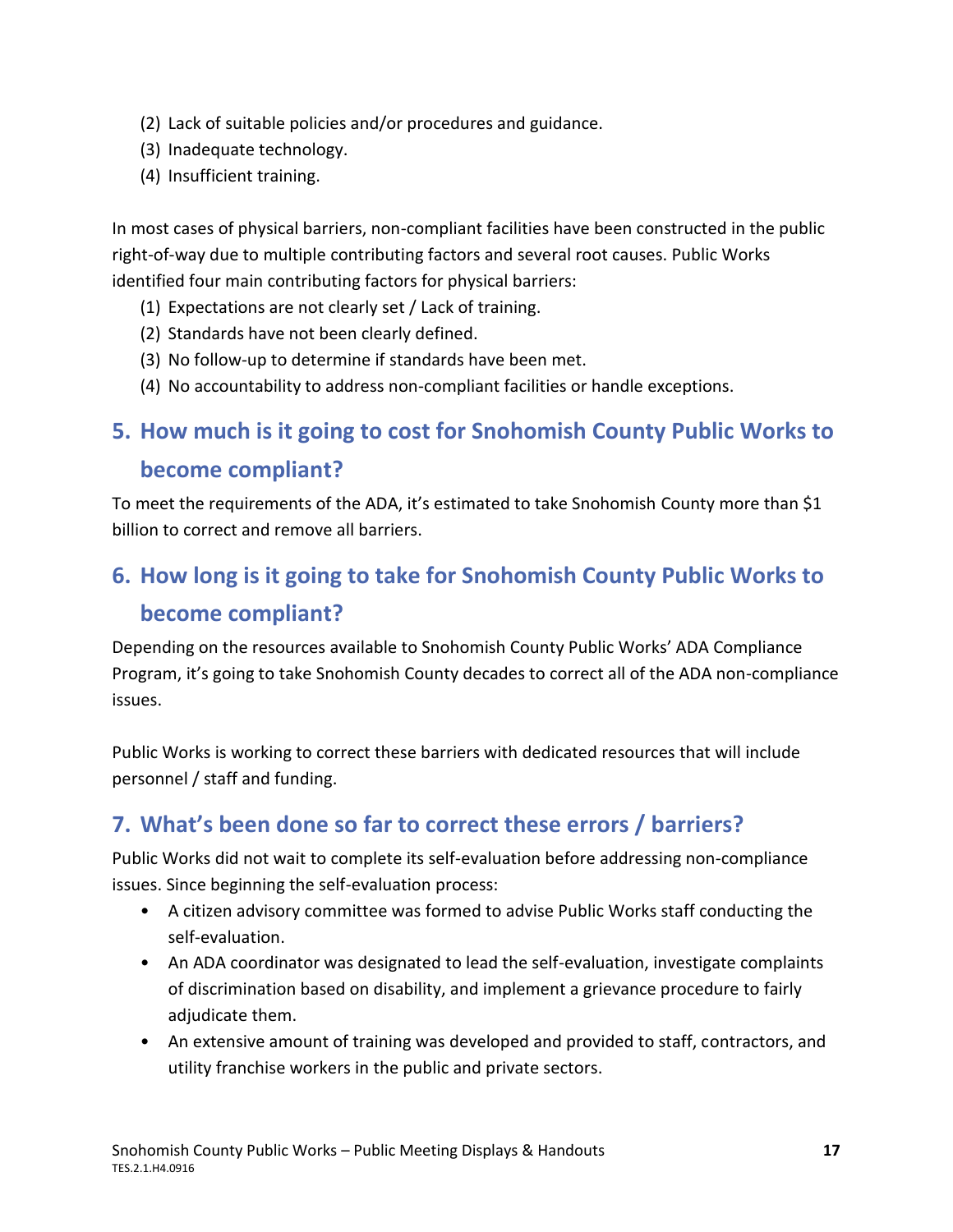(2) Lack of suitable policies and/or procedures and guidance.
(3) Inadequate technology.
(4) Insufficient training.

In most cases of physical barriers, non-compliant facilities have been constructed in the public right-of-way due to multiple contributing factors and several root causes. Public Works identified four main contributing factors for physical barriers:

(1) Expectations are not clearly set / Lack of training.
(2) Standards have not been clearly defined.
(3) No follow-up to determine if standards have been met.
(4) No accountability to address non-compliant facilities or handle exceptions.

## 5. How much is it going to cost for Snohomish County Public Works to become compliant?

To meet the requirements of the ADA, it's estimated to take Snohomish County more than $1 billion to correct and remove all barriers.

## 6. How long is it going to take for Snohomish County Public Works to become compliant?

Depending on the resources available to Snohomish County Public Works' ADA Compliance Program, it's going to take Snohomish County decades to correct all of the ADA non-compliance issues.

Public Works is working to correct these barriers with dedicated resources that will include personnel / staff and funding.

## 7. What's been done so far to correct these errors / barriers?

Public Works did not wait to complete its self-evaluation before addressing non-compliance issues. Since beginning the self-evaluation process:

- A citizen advisory committee was formed to advise Public Works staff conducting the self-evaluation.
- An ADA coordinator was designated to lead the self-evaluation, investigate complaints of discrimination based on disability, and implement a grievance procedure to fairly adjudicate them.
- An extensive amount of training was developed and provided to staff, contractors, and utility franchise workers in the public and private sectors.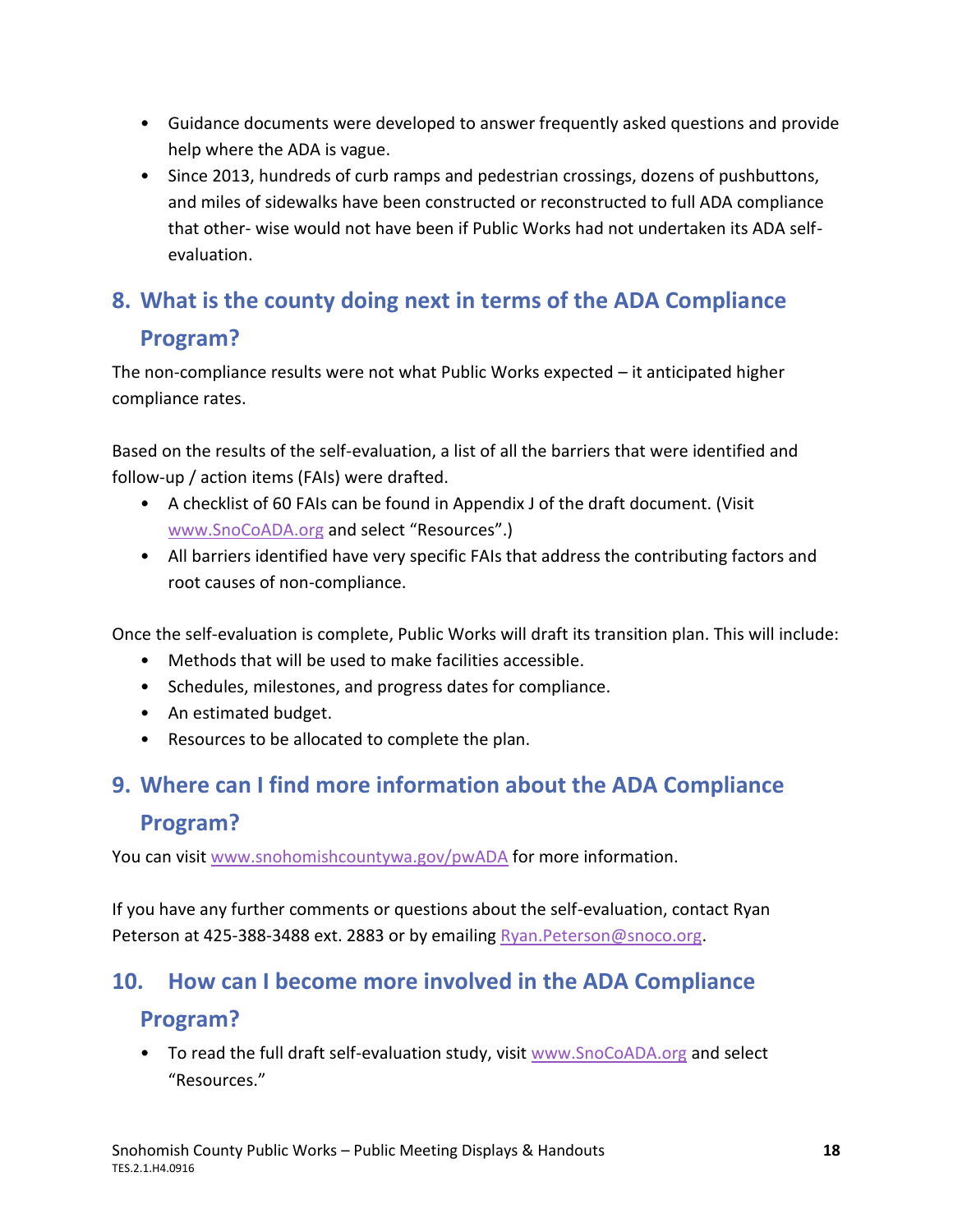- Guidance documents were developed to answer frequently asked questions and provide help where the ADA is vague.
- Since 2013, hundreds of curb ramps and pedestrian crossings, dozens of pushbuttons, and miles of sidewalks have been constructed or reconstructed to full ADA compliance that other- wise would not have been if Public Works had not undertaken its ADA self-evaluation.

## 8. What is the county doing next in terms of the ADA Compliance Program?

The non-compliance results were not what Public Works expected – it anticipated higher compliance rates.

Based on the results of the self-evaluation, a list of all the barriers that were identified and follow-up / action items (FAIs) were drafted.

- A checklist of 60 FAIs can be found in Appendix J of the draft document. (Visit www.SnoCoADA.org and select "Resources".)
- All barriers identified have very specific FAIs that address the contributing factors and root causes of non-compliance.

Once the self-evaluation is complete, Public Works will draft its transition plan. This will include:

- Methods that will be used to make facilities accessible.
- Schedules, milestones, and progress dates for compliance.
- An estimated budget.
- Resources to be allocated to complete the plan.

## 9. Where can I find more information about the ADA Compliance Program?

You can visit www.snohomishcountywa.gov/pwADA for more information.

If you have any further comments or questions about the self-evaluation, contact Ryan Peterson at 425-388-3488 ext. 2883 or by emailing Ryan.Peterson@snoco.org.

## 10. How can I become more involved in the ADA Compliance Program?

- To read the full draft self-evaluation study, visit www.SnoCoADA.org and select "Resources."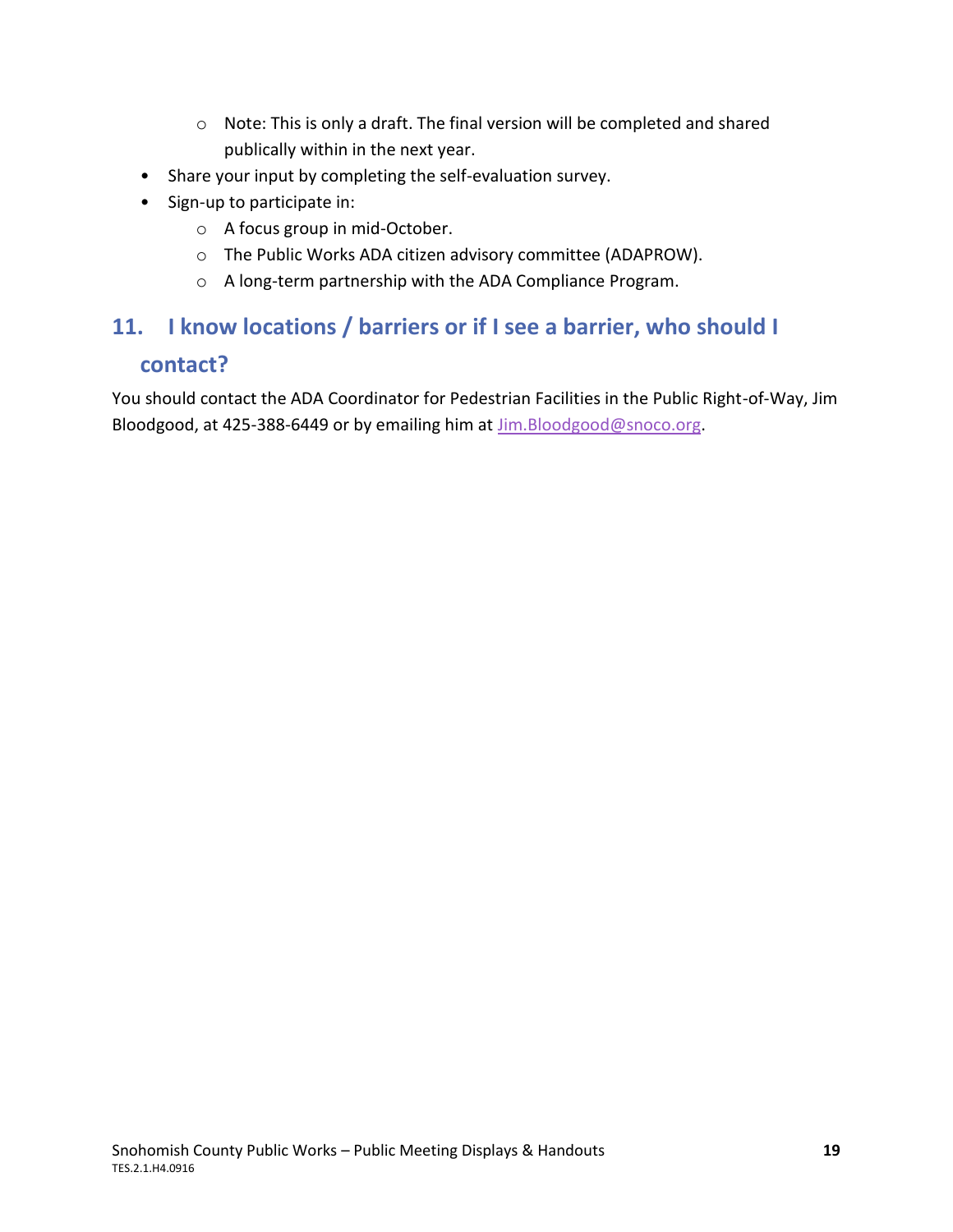- Note: This is only a draft. The final version will be completed and shared publically within in the next year.

- Share your input by completing the self-evaluation survey.
- Sign-up to participate in:
  - A focus group in mid-October.
  - The Public Works ADA citizen advisory committee (ADAPROW).
  - A long-term partnership with the ADA Compliance Program.

## 11. I know locations / barriers or if I see a barrier, who should I contact?

You should contact the ADA Coordinator for Pedestrian Facilities in the Public Right-of-Way, Jim Bloodgood, at 425-388-6449 or by emailing him at Jim.Bloodgood@snoco.org.